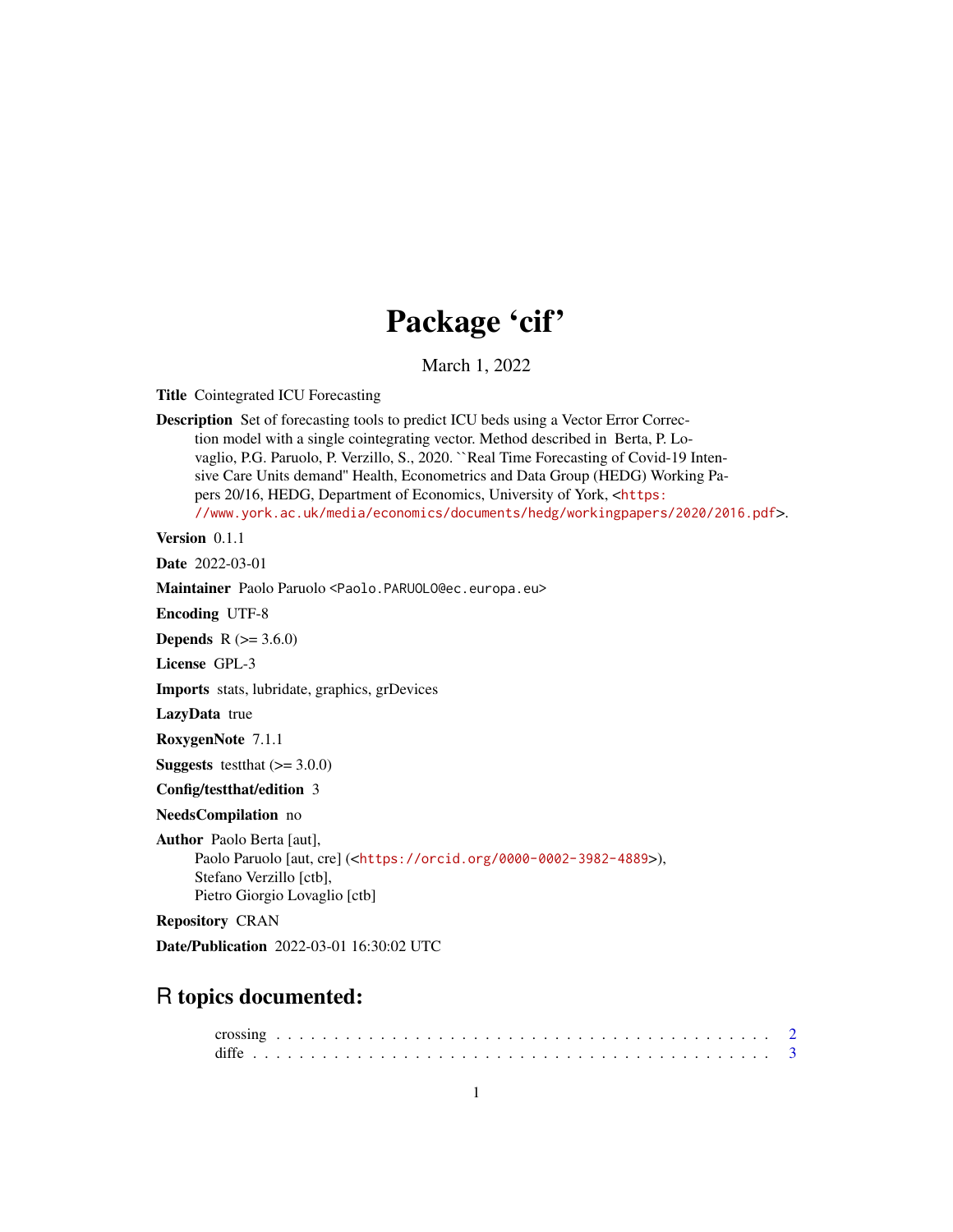# Package 'cif'

March 1, 2022

**Title** Cointegrated ICU Forecasting

**Description** Set of forecasting tools to predict ICU beds using a Vector Error Correction model with a single cointegrating vector. Method described in Berta, P. Lovaglio, P.G. Paruolo, P. Verzillo, S., 2020. ``Real Time Forecasting of Covid-19 Intensive Care Units demand'' Health, Econometrics and Data Group (HEDG) Working Papers 20/16, HEDG, Department of Economics, University of York, <https://www.york.ac.uk/media/economics/documents/hedg/workingpapers/2020/2016.pdf>.

**Version** 0.1.1

**Date** 2022-03-01

**Maintainer** Paolo Paruolo <Paolo.PARUOLO@ec.europa.eu>

**Encoding** UTF-8

**Depends** R (>= 3.6.0)

**License** GPL-3

**Imports** stats, lubridate, graphics, grDevices

**LazyData** true

**RoxygenNote** 7.1.1

**Suggests** testthat (>= 3.0.0)

**Config/testthat/edition** 3

**NeedsCompilation** no

**Author** Paolo Berta [aut],
Paolo Paruolo [aut, cre] (<https://orcid.org/0000-0002-3982-4889>),
Stefano Verzillo [ctb],
Pietro Giorgio Lovaglio [ctb]

**Repository** CRAN

**Date/Publication** 2022-03-01 16:30:02 UTC

## R topics documented:

crossing . . . . . . . . . . . . . . . . . . . . . . . . . . . . . . . . . . . . . . . . . . 2
diffe . . . . . . . . . . . . . . . . . . . . . . . . . . . . . . . . . . . . . . . . . . . . 3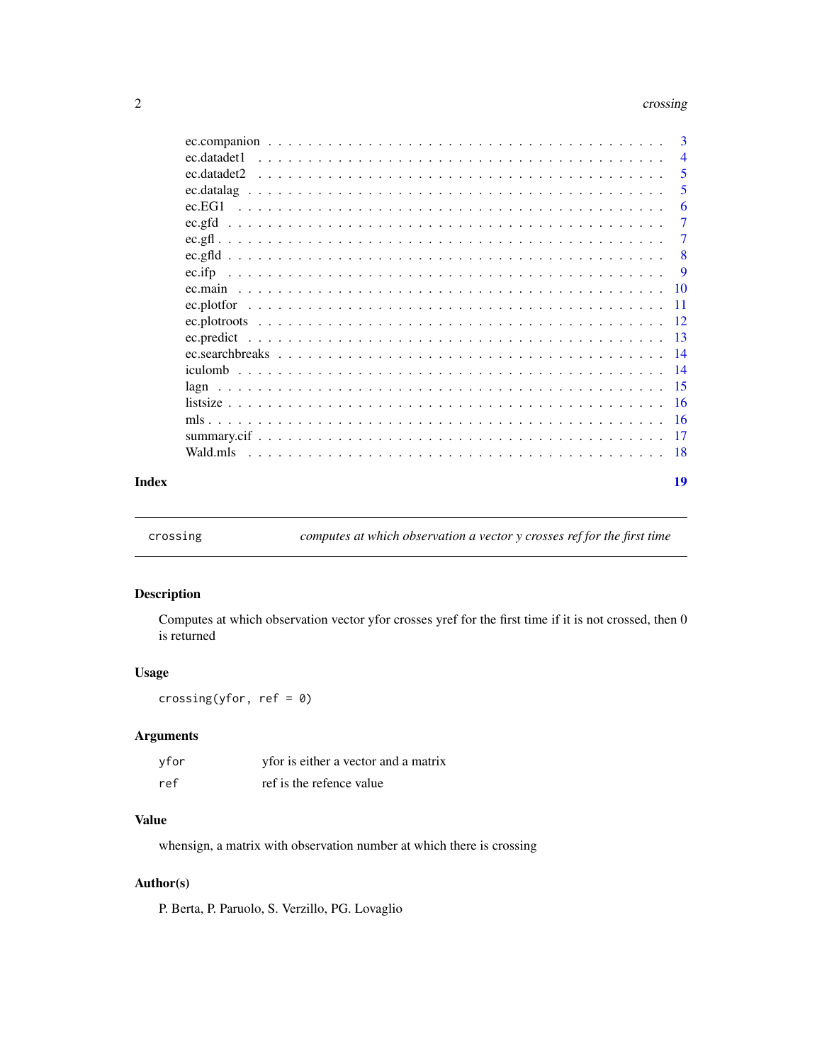ec.companion . . . . . . . . . . . . . . . . . . . . . . . . . . . . . . . . . . . 3
ec.datadet1 . . . . . . . . . . . . . . . . . . . . . . . . . . . . . . . . . . . 4
ec.datadet2 . . . . . . . . . . . . . . . . . . . . . . . . . . . . . . . . . . . 5
ec.datalag . . . . . . . . . . . . . . . . . . . . . . . . . . . . . . . . . . . 5
ec.EG1 . . . . . . . . . . . . . . . . . . . . . . . . . . . . . . . . . . . 6
ec.gfd . . . . . . . . . . . . . . . . . . . . . . . . . . . . . . . . . . . 7
ec.gfl . . . . . . . . . . . . . . . . . . . . . . . . . . . . . . . . . . . 7
ec.gfld . . . . . . . . . . . . . . . . . . . . . . . . . . . . . . . . . . . 8
ec.ifp . . . . . . . . . . . . . . . . . . . . . . . . . . . . . . . . . . . 9
ec.main . . . . . . . . . . . . . . . . . . . . . . . . . . . . . . . . . . . 10
ec.plotfor . . . . . . . . . . . . . . . . . . . . . . . . . . . . . . . . . . . 11
ec.plotroots . . . . . . . . . . . . . . . . . . . . . . . . . . . . . . . . . . . 12
ec.predict . . . . . . . . . . . . . . . . . . . . . . . . . . . . . . . . . . . 13
ec.searchbreaks . . . . . . . . . . . . . . . . . . . . . . . . . . . . . . . . . . . 14
iculomb . . . . . . . . . . . . . . . . . . . . . . . . . . . . . . . . . . . 14
lagn . . . . . . . . . . . . . . . . . . . . . . . . . . . . . . . . . . . 15
listsize . . . . . . . . . . . . . . . . . . . . . . . . . . . . . . . . . . . 16
mls . . . . . . . . . . . . . . . . . . . . . . . . . . . . . . . . . . . 16
summary.cif . . . . . . . . . . . . . . . . . . . . . . . . . . . . . . . . . . . 17
Wald.mls . . . . . . . . . . . . . . . . . . . . . . . . . . . . . . . . . . . 18

**Index** **19**

---

`crossing` *computes at which observation a vector y crosses ref for the first time*

---

## Description

Computes at which observation vector yfor crosses yref for the first time if it is not crossed, then 0 is returned

## Usage

```
crossing(yfor, ref = 0)
```

## Arguments

| | |
|---|---|
| `yfor` | yfor is either a vector and a matrix |
| `ref` | ref is the refence value |

## Value

whensign, a matrix with observation number at which there is crossing

## Author(s)

P. Berta, P. Paruolo, S. Verzillo, PG. Lovaglio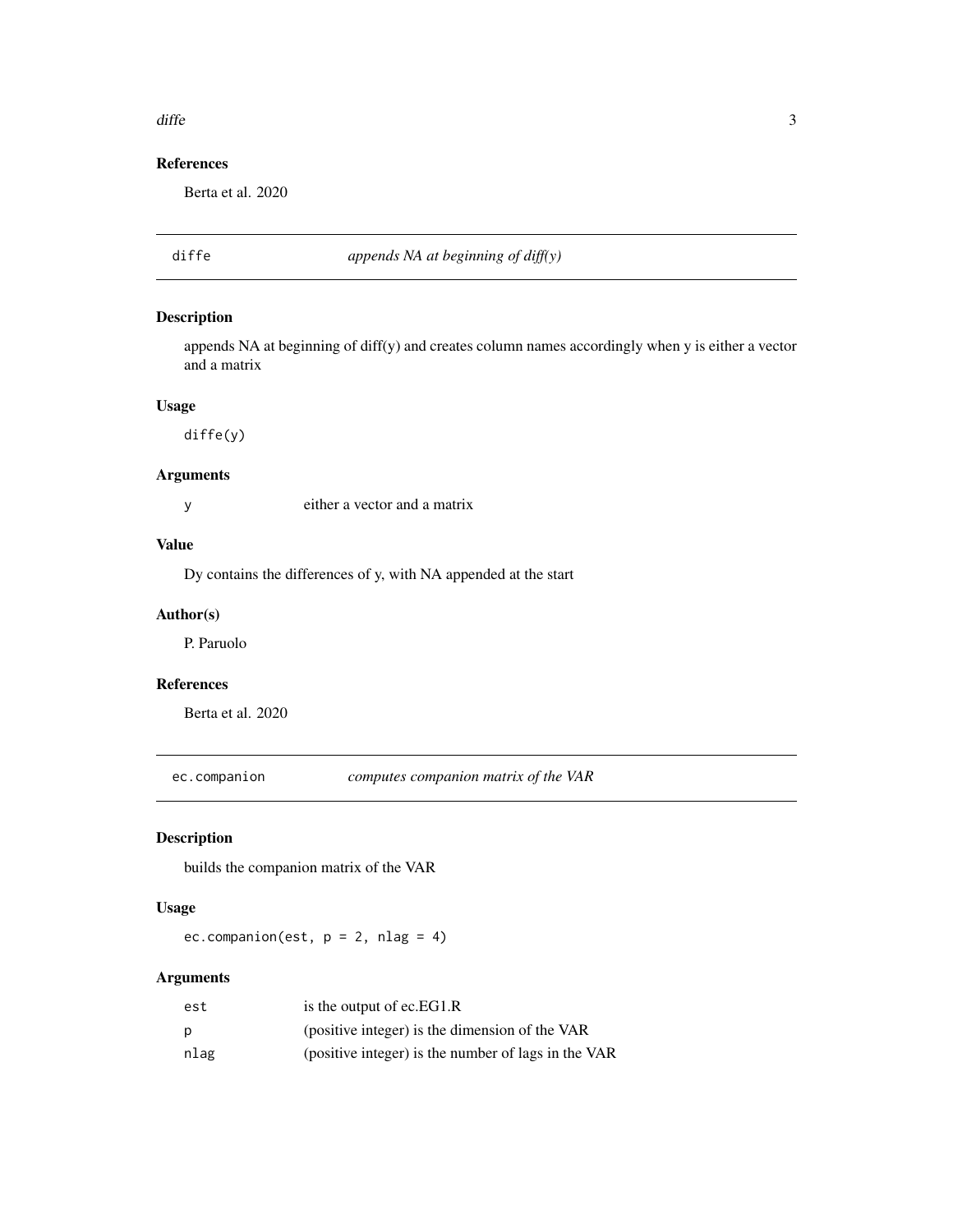### References

Berta et al. 2020

## diffe — *appends NA at beginning of diff(y)*

### Description

appends NA at beginning of diff(y) and creates column names accordingly when y is either a vector and a matrix

### Usage

```
diffe(y)
```

### Arguments

| | |
|---|---|
| y | either a vector and a matrix |

### Value

Dy contains the differences of y, with NA appended at the start

### Author(s)

P. Paruolo

### References

Berta et al. 2020

## ec.companion — *computes companion matrix of the VAR*

### Description

builds the companion matrix of the VAR

### Usage

```
ec.companion(est, p = 2, nlag = 4)
```

### Arguments

| | |
|---|---|
| est | is the output of ec.EG1.R |
| p | (positive integer) is the dimension of the VAR |
| nlag | (positive integer) is the number of lags in the VAR |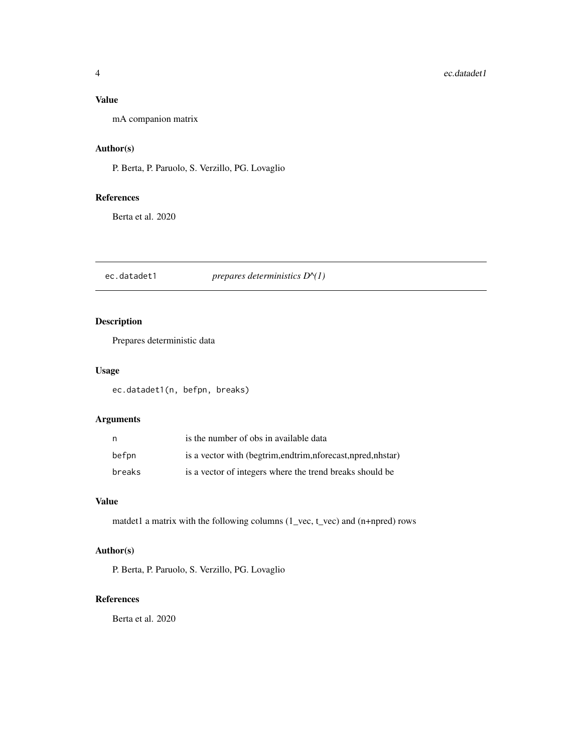### Value

mA companion matrix

### Author(s)

P. Berta, P. Paruolo, S. Verzillo, PG. Lovaglio

### References

Berta et al. 2020

---

## ec.datadet1 &nbsp;&nbsp;&nbsp; *prepares deterministics D^(1)*

---

### Description

Prepares deterministic data

### Usage

```
ec.datadet1(n, befpn, breaks)
```

### Arguments

| | |
|---|---|
| n | is the number of obs in available data |
| befpn | is a vector with (begtrim,endtrim,nforecast,npred,nhstar) |
| breaks | is a vector of integers where the trend breaks should be |

### Value

matdet1 a matrix with the following columns (1_vec, t_vec) and (n+npred) rows

### Author(s)

P. Berta, P. Paruolo, S. Verzillo, PG. Lovaglio

### References

Berta et al. 2020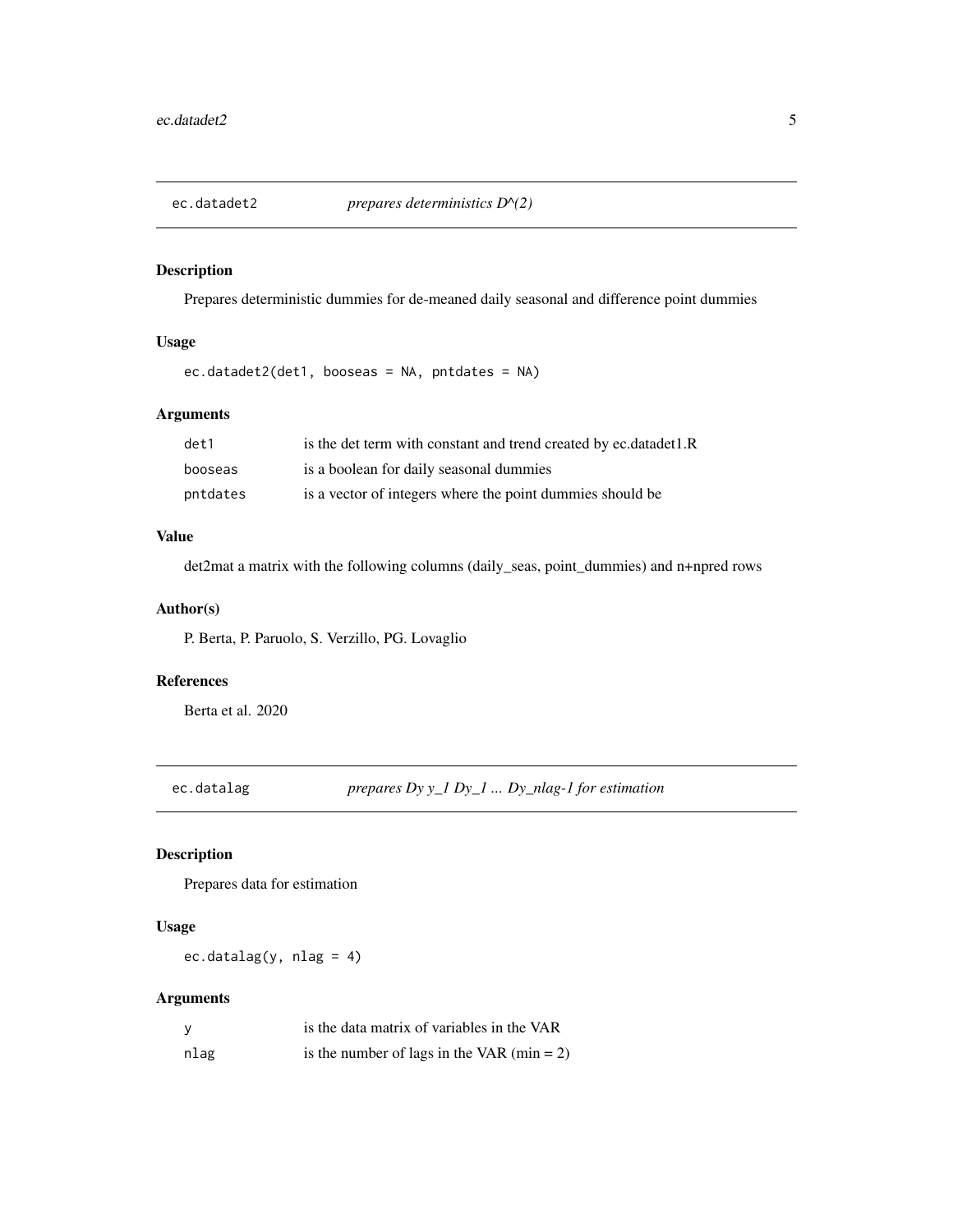## ec.datadet2 — *prepares deterministics D^(2)*

### Description

Prepares deterministic dummies for de-meaned daily seasonal and difference point dummies

### Usage

```
ec.datadet2(det1, booseas = NA, pntdates = NA)
```

### Arguments

| | |
|---|---|
| det1 | is the det term with constant and trend created by ec.datadet1.R |
| booseas | is a boolean for daily seasonal dummies |
| pntdates | is a vector of integers where the point dummies should be |

### Value

det2mat a matrix with the following columns (daily_seas, point_dummies) and n+npred rows

### Author(s)

P. Berta, P. Paruolo, S. Verzillo, PG. Lovaglio

### References

Berta et al. 2020

## ec.datalag — *prepares Dy y_1 Dy_1 ... Dy_nlag-1 for estimation*

### Description

Prepares data for estimation

### Usage

```
ec.datalag(y, nlag = 4)
```

### Arguments

| | |
|---|---|
| y | is the data matrix of variables in the VAR |
| nlag | is the number of lags in the VAR (min = 2) |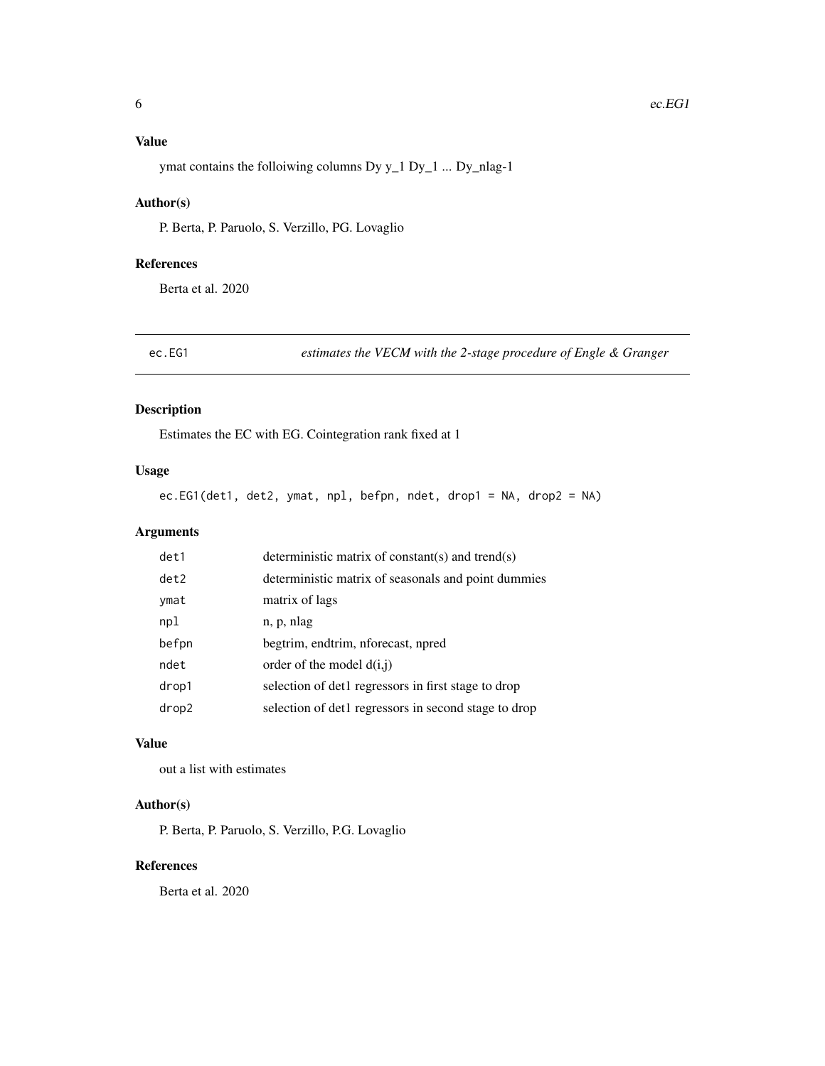## Value

ymat contains the folloiwing columns Dy y_1 Dy_1 ... Dy_nlag-1

## Author(s)

P. Berta, P. Paruolo, S. Verzillo, PG. Lovaglio

## References

Berta et al. 2020

---

# ec.EG1 — *estimates the VECM with the 2-stage procedure of Engle & Granger*

## Description

Estimates the EC with EG. Cointegration rank fixed at 1

## Usage

```
ec.EG1(det1, det2, ymat, npl, befpn, ndet, drop1 = NA, drop2 = NA)
```

## Arguments

| | |
|---|---|
| det1 | deterministic matrix of constant(s) and trend(s) |
| det2 | deterministic matrix of seasonals and point dummies |
| ymat | matrix of lags |
| npl | n, p, nlag |
| befpn | begtrim, endtrim, nforecast, npred |
| ndet | order of the model d(i,j) |
| drop1 | selection of det1 regressors in first stage to drop |
| drop2 | selection of det1 regressors in second stage to drop |

## Value

out a list with estimates

## Author(s)

P. Berta, P. Paruolo, S. Verzillo, P.G. Lovaglio

## References

Berta et al. 2020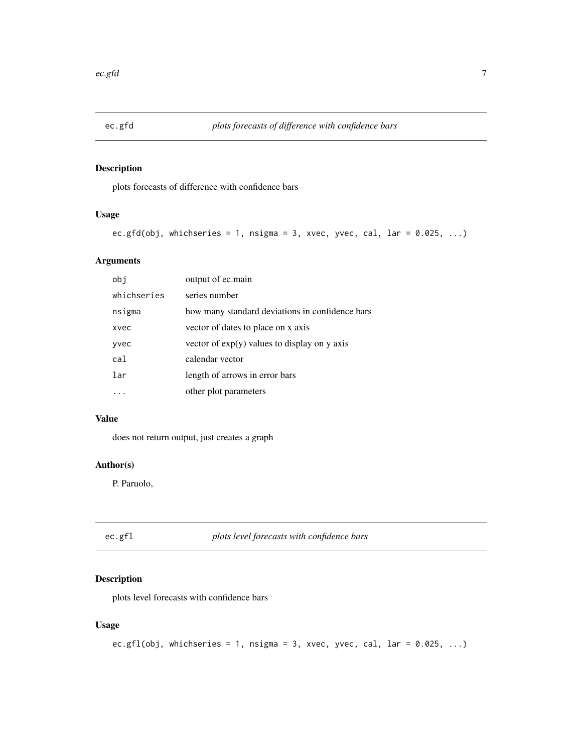## ec.gfd *plots forecasts of difference with confidence bars*

### Description

plots forecasts of difference with confidence bars

### Usage

```
ec.gfd(obj, whichseries = 1, nsigma = 3, xvec, yvec, cal, lar = 0.025, ...)
```

### Arguments

| | |
|---|---|
| `obj` | output of ec.main |
| `whichseries` | series number |
| `nsigma` | how many standard deviations in confidence bars |
| `xvec` | vector of dates to place on x axis |
| `yvec` | vector of exp(y) values to display on y axis |
| `cal` | calendar vector |
| `lar` | length of arrows in error bars |
| `...` | other plot parameters |

### Value

does not return output, just creates a graph

### Author(s)

P. Paruolo,

## ec.gfl *plots level forecasts with confidence bars*

### Description

plots level forecasts with confidence bars

### Usage

```
ec.gfl(obj, whichseries = 1, nsigma = 3, xvec, yvec, cal, lar = 0.025, ...)
```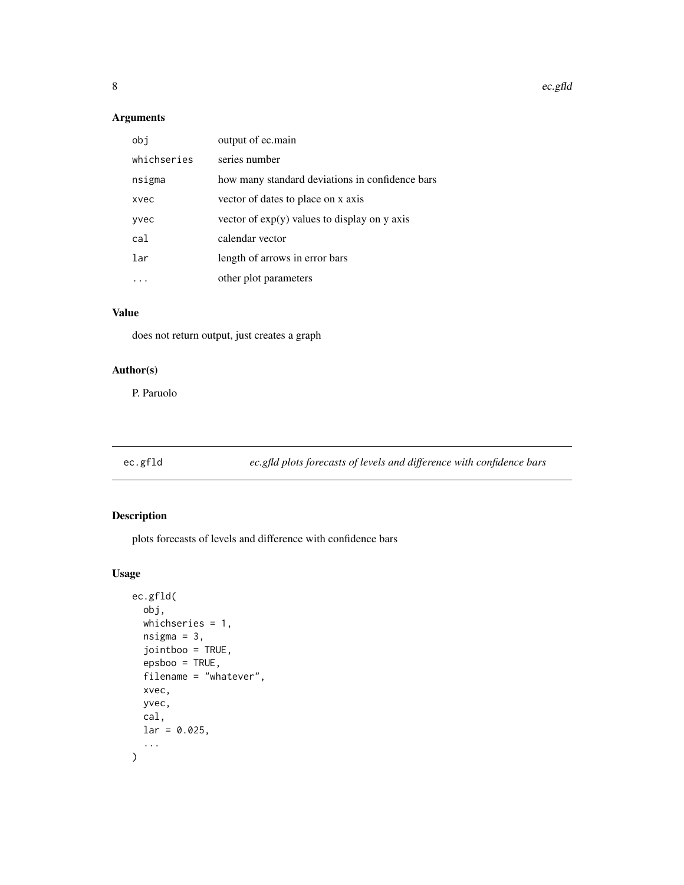### Arguments

| | |
|---|---|
| `obj` | output of ec.main |
| `whichseries` | series number |
| `nsigma` | how many standard deviations in confidence bars |
| `xvec` | vector of dates to place on x axis |
| `yvec` | vector of exp(y) values to display on y axis |
| `cal` | calendar vector |
| `lar` | length of arrows in error bars |
| `...` | other plot parameters |

### Value

does not return output, just creates a graph

### Author(s)

P. Paruolo

## ec.gfld — *ec.gfld plots forecasts of levels and difference with confidence bars*

### Description

plots forecasts of levels and difference with confidence bars

### Usage

```
ec.gfld(
  obj,
  whichseries = 1,
  nsigma = 3,
  jointboo = TRUE,
  epsboo = TRUE,
  filename = "whatever",
  xvec,
  yvec,
  cal,
  lar = 0.025,
  ...
)
```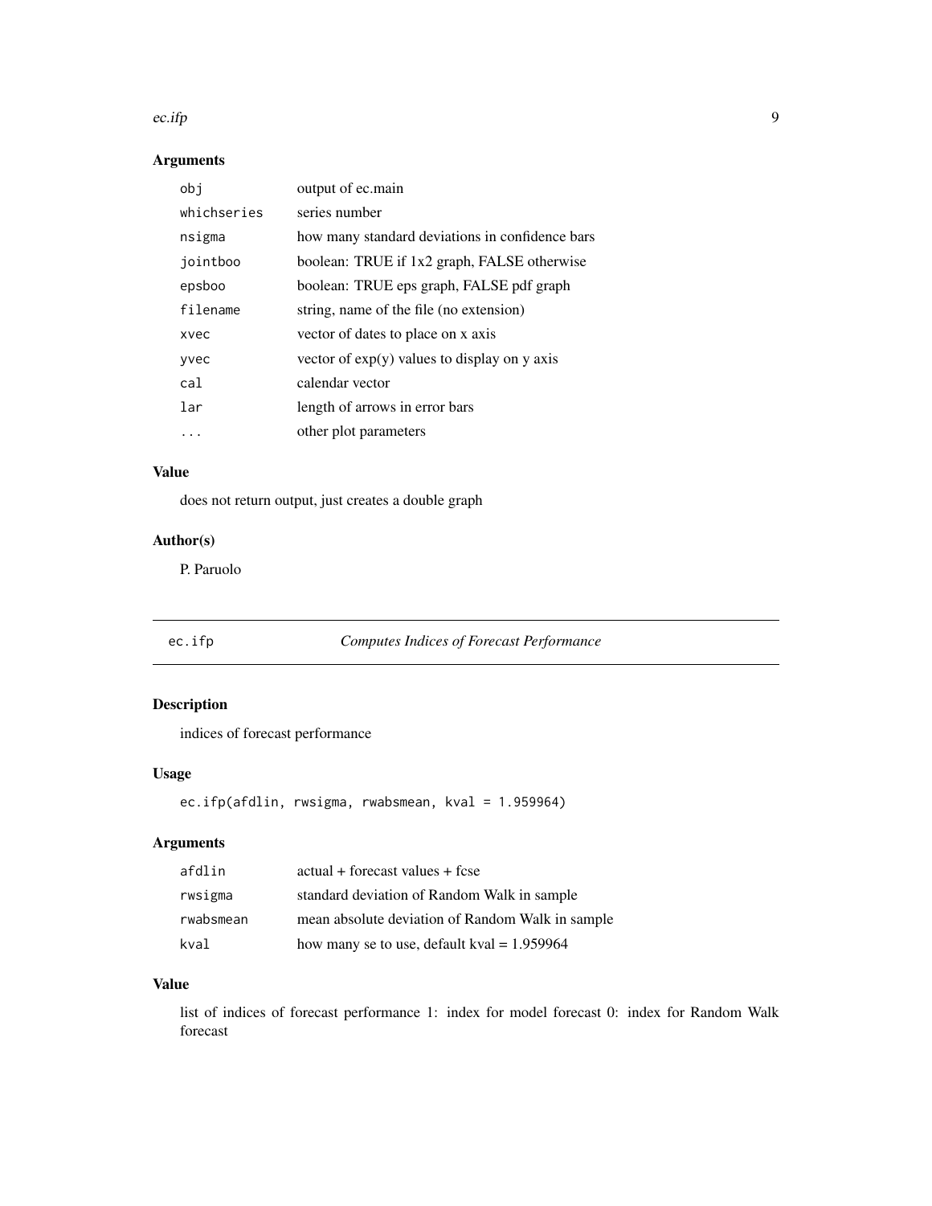### Arguments

| | |
|---|---|
| `obj` | output of ec.main |
| `whichseries` | series number |
| `nsigma` | how many standard deviations in confidence bars |
| `jointboo` | boolean: TRUE if 1x2 graph, FALSE otherwise |
| `epsboo` | boolean: TRUE eps graph, FALSE pdf graph |
| `filename` | string, name of the file (no extension) |
| `xvec` | vector of dates to place on x axis |
| `yvec` | vector of exp(y) values to display on y axis |
| `cal` | calendar vector |
| `lar` | length of arrows in error bars |
| `...` | other plot parameters |

### Value

does not return output, just creates a double graph

### Author(s)

P. Paruolo

---

## ec.ifp — *Computes Indices of Forecast Performance*

---

### Description

indices of forecast performance

### Usage

```
ec.ifp(afdlin, rwsigma, rwabsmean, kval = 1.959964)
```

### Arguments

| | |
|---|---|
| `afdlin` | actual + forecast values + fcse |
| `rwsigma` | standard deviation of Random Walk in sample |
| `rwabsmean` | mean absolute deviation of Random Walk in sample |
| `kval` | how many se to use, default kval = 1.959964 |

### Value

list of indices of forecast performance 1: index for model forecast 0: index for Random Walk forecast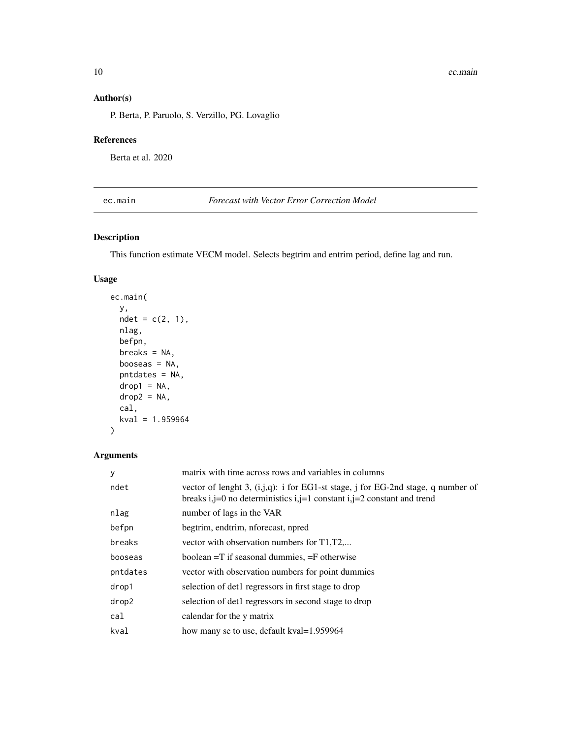## Author(s)

P. Berta, P. Paruolo, S. Verzillo, PG. Lovaglio

## References

Berta et al. 2020

---

`ec.main` *Forecast with Vector Error Correction Model*

---

## Description

This function estimate VECM model. Selects begtrim and entrim period, define lag and run.

## Usage

```
ec.main(
  y,
  ndet = c(2, 1),
  nlag,
  befpn,
  breaks = NA,
  booseas = NA,
  pntdates = NA,
  drop1 = NA,
  drop2 = NA,
  cal,
  kval = 1.959964
)
```

## Arguments

| | |
|---|---|
| y | matrix with time across rows and variables in columns |
| ndet | vector of lenght 3, (i,j,q): i for EG1-st stage, j for EG-2nd stage, q number of breaks i,j=0 no deterministics i,j=1 constant i,j=2 constant and trend |
| nlag | number of lags in the VAR |
| befpn | begtrim, endtrim, nforecast, npred |
| breaks | vector with observation numbers for T1,T2,... |
| booseas | boolean =T if seasonal dummies, =F otherwise |
| pntdates | vector with observation numbers for point dummies |
| drop1 | selection of det1 regressors in first stage to drop |
| drop2 | selection of det1 regressors in second stage to drop |
| cal | calendar for the y matrix |
| kval | how many se to use, default kval=1.959964 |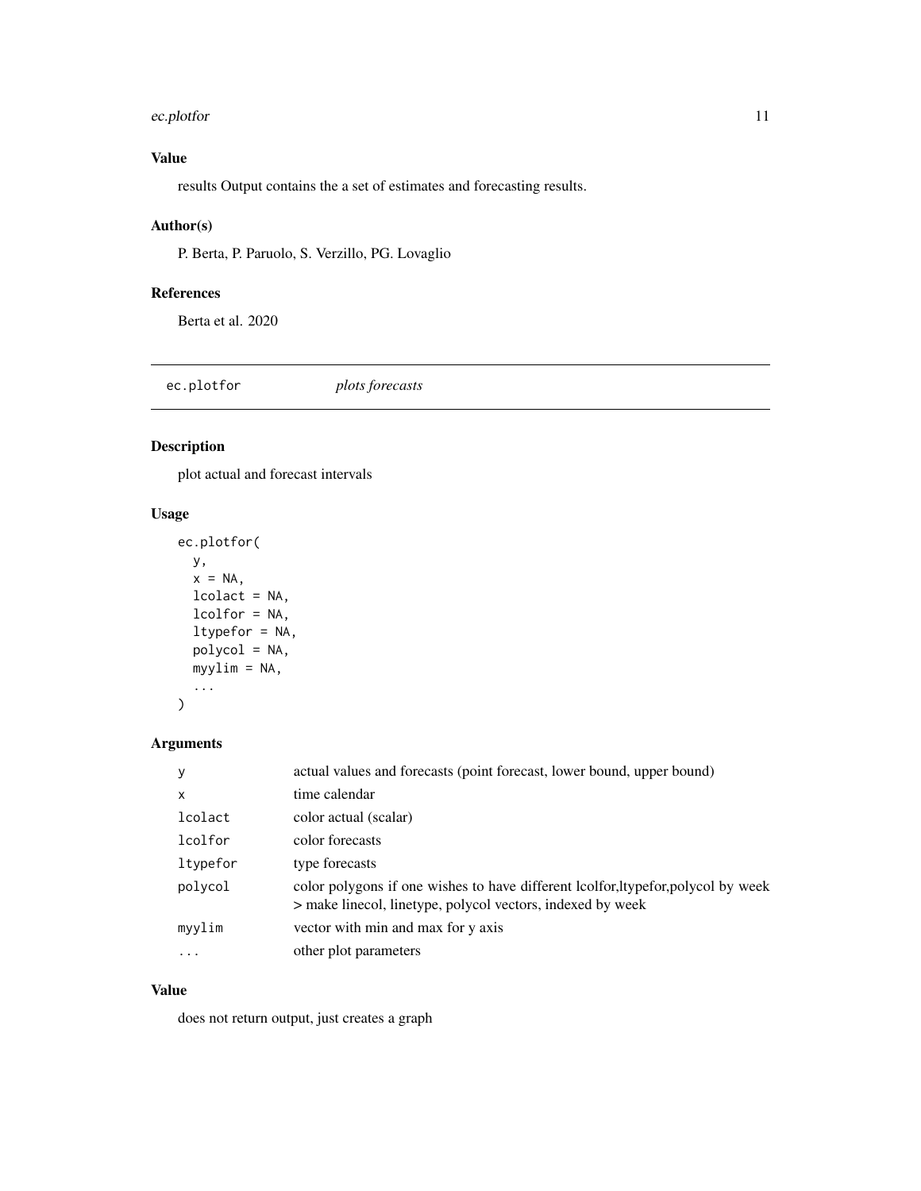### Value

results Output contains the a set of estimates and forecasting results.

### Author(s)

P. Berta, P. Paruolo, S. Verzillo, PG. Lovaglio

### References

Berta et al. 2020

---

## ec.plotfor — *plots forecasts*

---

### Description

plot actual and forecast intervals

### Usage

```
ec.plotfor(
  y,
  x = NA,
  lcolact = NA,
  lcolfor = NA,
  ltypefor = NA,
  polycol = NA,
  myylim = NA,
  ...
)
```

### Arguments

| | |
|---|---|
| y | actual values and forecasts (point forecast, lower bound, upper bound) |
| x | time calendar |
| lcolact | color actual (scalar) |
| lcolfor | color forecasts |
| ltypefor | type forecasts |
| polycol | color polygons if one wishes to have different lcolfor,ltypefor,polycol by week > make linecol, linetype, polycol vectors, indexed by week |
| myylim | vector with min and max for y axis |
| ... | other plot parameters |

### Value

does not return output, just creates a graph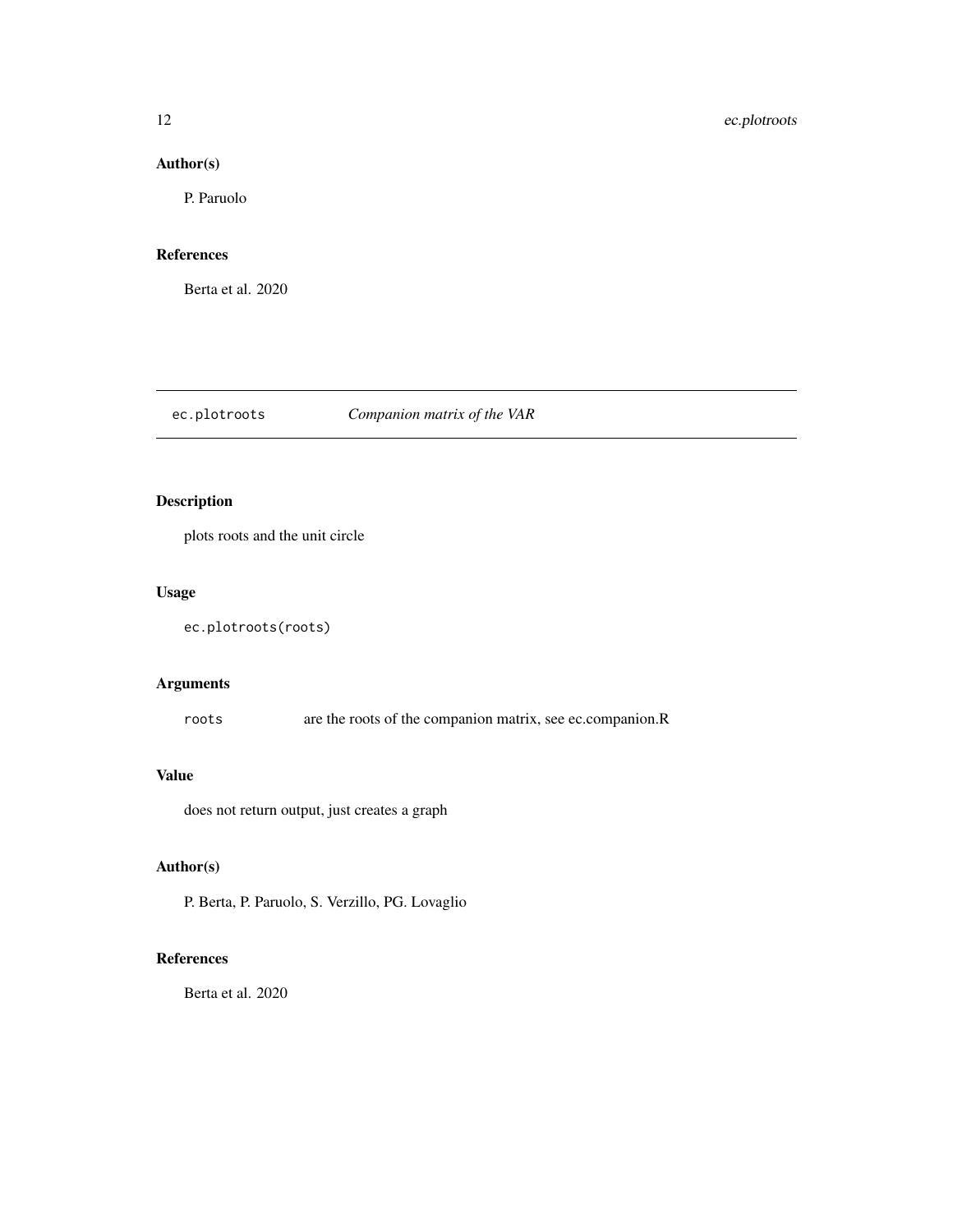### Author(s)

P. Paruolo

### References

Berta et al. 2020

---

## ec.plotroots *Companion matrix of the VAR*

### Description

plots roots and the unit circle

### Usage

```
ec.plotroots(roots)
```

### Arguments

| | |
|---|---|
| `roots` | are the roots of the companion matrix, see ec.companion.R |

### Value

does not return output, just creates a graph

### Author(s)

P. Berta, P. Paruolo, S. Verzillo, PG. Lovaglio

### References

Berta et al. 2020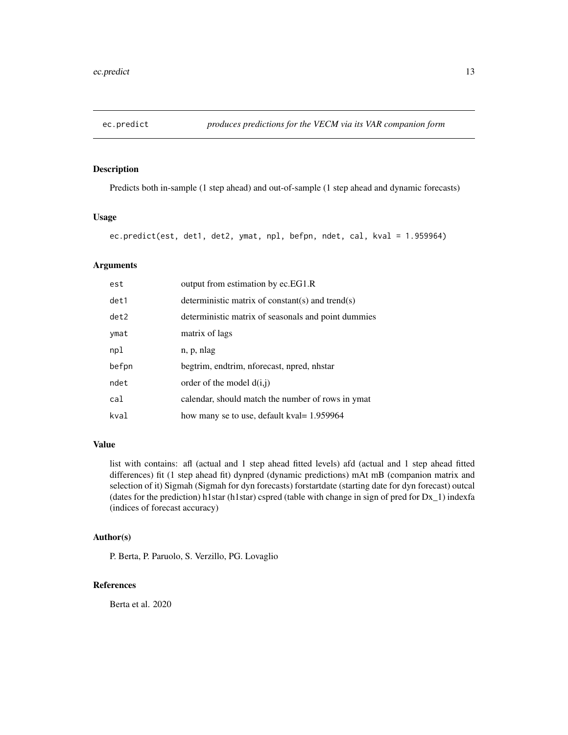## ec.predict — *produces predictions for the VECM via its VAR companion form*

### Description

Predicts both in-sample (1 step ahead) and out-of-sample (1 step ahead and dynamic forecasts)

### Usage

```
ec.predict(est, det1, det2, ymat, npl, befpn, ndet, cal, kval = 1.959964)
```

### Arguments

| | |
|---|---|
| est | output from estimation by ec.EG1.R |
| det1 | deterministic matrix of constant(s) and trend(s) |
| det2 | deterministic matrix of seasonals and point dummies |
| ymat | matrix of lags |
| npl | n, p, nlag |
| befpn | begtrim, endtrim, nforecast, npred, nhstar |
| ndet | order of the model d(i,j) |
| cal | calendar, should match the number of rows in ymat |
| kval | how many se to use, default kval= 1.959964 |

### Value

list with contains: afl (actual and 1 step ahead fitted levels) afd (actual and 1 step ahead fitted differences) fit (1 step ahead fit) dynpred (dynamic predictions) mAt mB (companion matrix and selection of it) Sigmah (Sigmah for dyn forecasts) forstartdate (starting date for dyn forecast) outcal (dates for the prediction) h1star (h1star) cspred (table with change in sign of pred for Dx_1) indexfa (indices of forecast accuracy)

### Author(s)

P. Berta, P. Paruolo, S. Verzillo, PG. Lovaglio

### References

Berta et al. 2020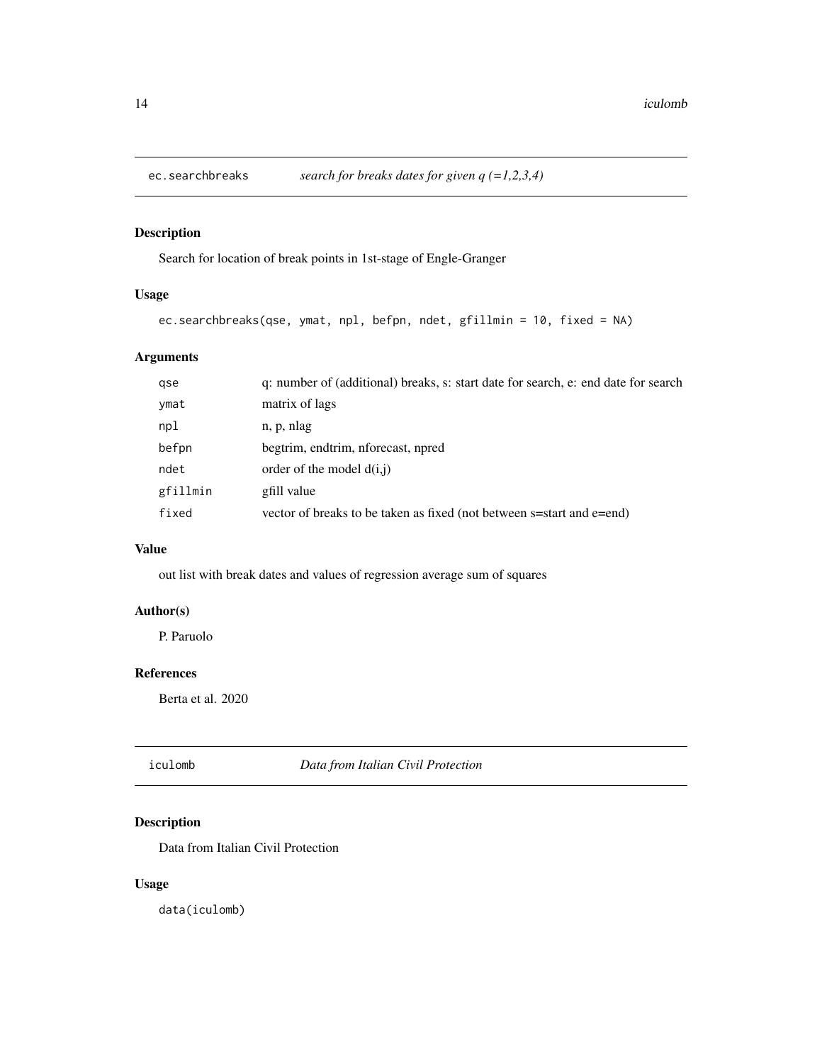## ec.searchbreaks *search for breaks dates for given q (=1,2,3,4)*

### Description

Search for location of break points in 1st-stage of Engle-Granger

### Usage

```
ec.searchbreaks(qse, ymat, npl, befpn, ndet, gfillmin = 10, fixed = NA)
```

### Arguments

| | |
|---|---|
| qse | q: number of (additional) breaks, s: start date for search, e: end date for search |
| ymat | matrix of lags |
| npl | n, p, nlag |
| befpn | begtrim, endtrim, nforecast, npred |
| ndet | order of the model d(i,j) |
| gfillmin | gfill value |
| fixed | vector of breaks to be taken as fixed (not between s=start and e=end) |

### Value

out list with break dates and values of regression average sum of squares

### Author(s)

P. Paruolo

### References

Berta et al. 2020

## iculomb *Data from Italian Civil Protection*

### Description

Data from Italian Civil Protection

### Usage

```
data(iculomb)
```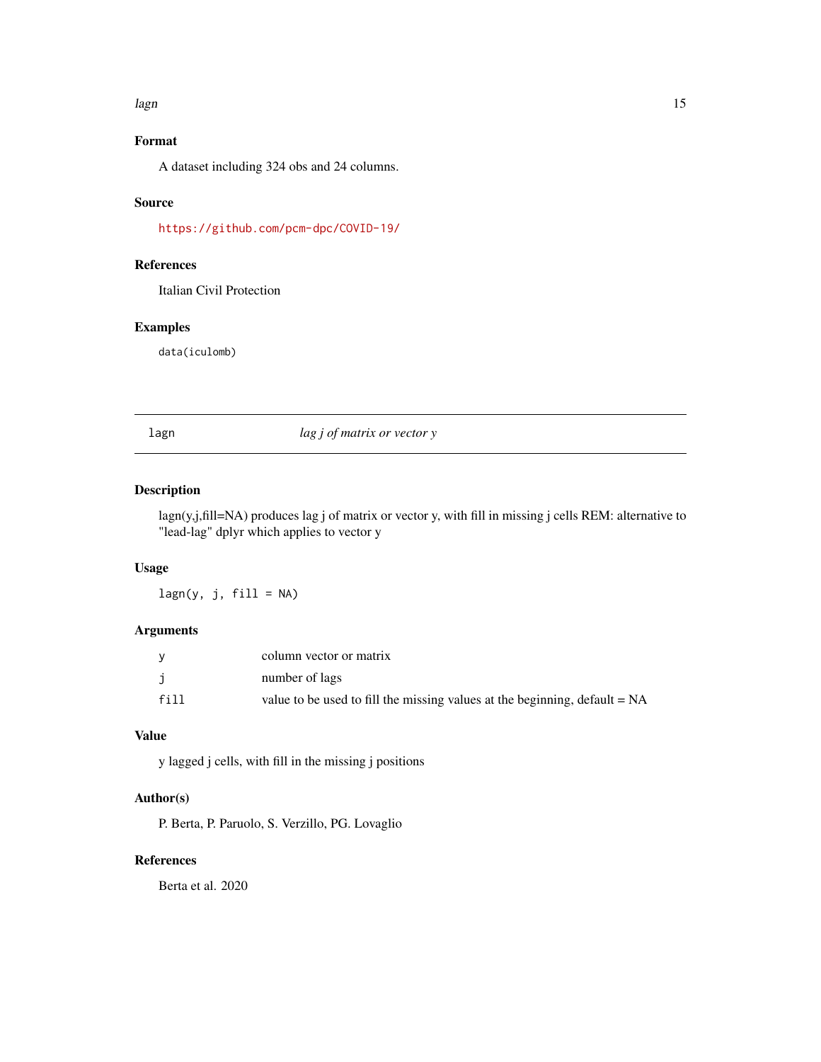### Format

A dataset including 324 obs and 24 columns.

### Source

https://github.com/pcm-dpc/COVID-19/

### References

Italian Civil Protection

### Examples

```
data(iculomb)
```

---

## lagn    *lag j of matrix or vector y*

---

### Description

lagn(y,j,fill=NA) produces lag j of matrix or vector y, with fill in missing j cells REM: alternative to "lead-lag" dplyr which applies to vector y

### Usage

```
lagn(y, j, fill = NA)
```

### Arguments

| | |
|---|---|
| `y` | column vector or matrix |
| `j` | number of lags |
| `fill` | value to be used to fill the missing values at the beginning, default = NA |

### Value

y lagged j cells, with fill in the missing j positions

### Author(s)

P. Berta, P. Paruolo, S. Verzillo, PG. Lovaglio

### References

Berta et al. 2020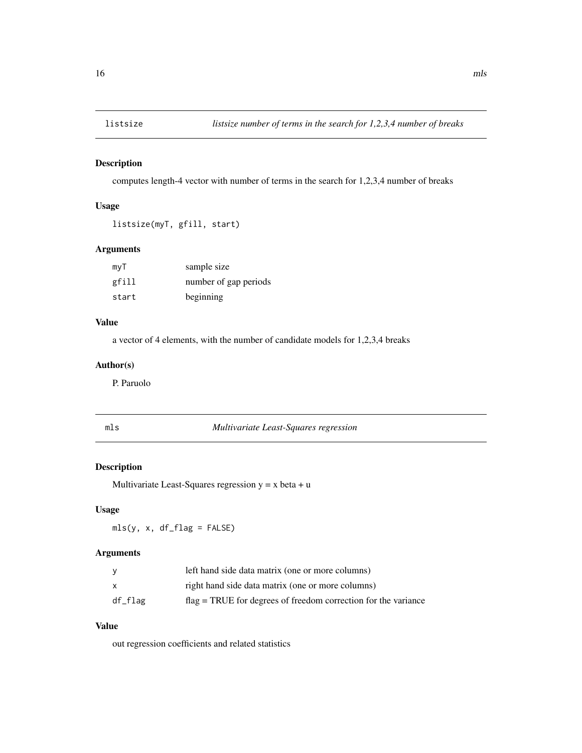## listsize

*listsize number of terms in the search for 1,2,3,4 number of breaks*

### Description

computes length-4 vector with number of terms in the search for 1,2,3,4 number of breaks

### Usage

```
listsize(myT, gfill, start)
```

### Arguments

| | |
|---|---|
| myT | sample size |
| gfill | number of gap periods |
| start | beginning |

### Value

a vector of 4 elements, with the number of candidate models for 1,2,3,4 breaks

### Author(s)

P. Paruolo

## mls

*Multivariate Least-Squares regression*

### Description

Multivariate Least-Squares regression y = x beta + u

### Usage

```
mls(y, x, df_flag = FALSE)
```

### Arguments

| | |
|---|---|
| y | left hand side data matrix (one or more columns) |
| x | right hand side data matrix (one or more columns) |
| df_flag | flag = TRUE for degrees of freedom correction for the variance |

### Value

out regression coefficients and related statistics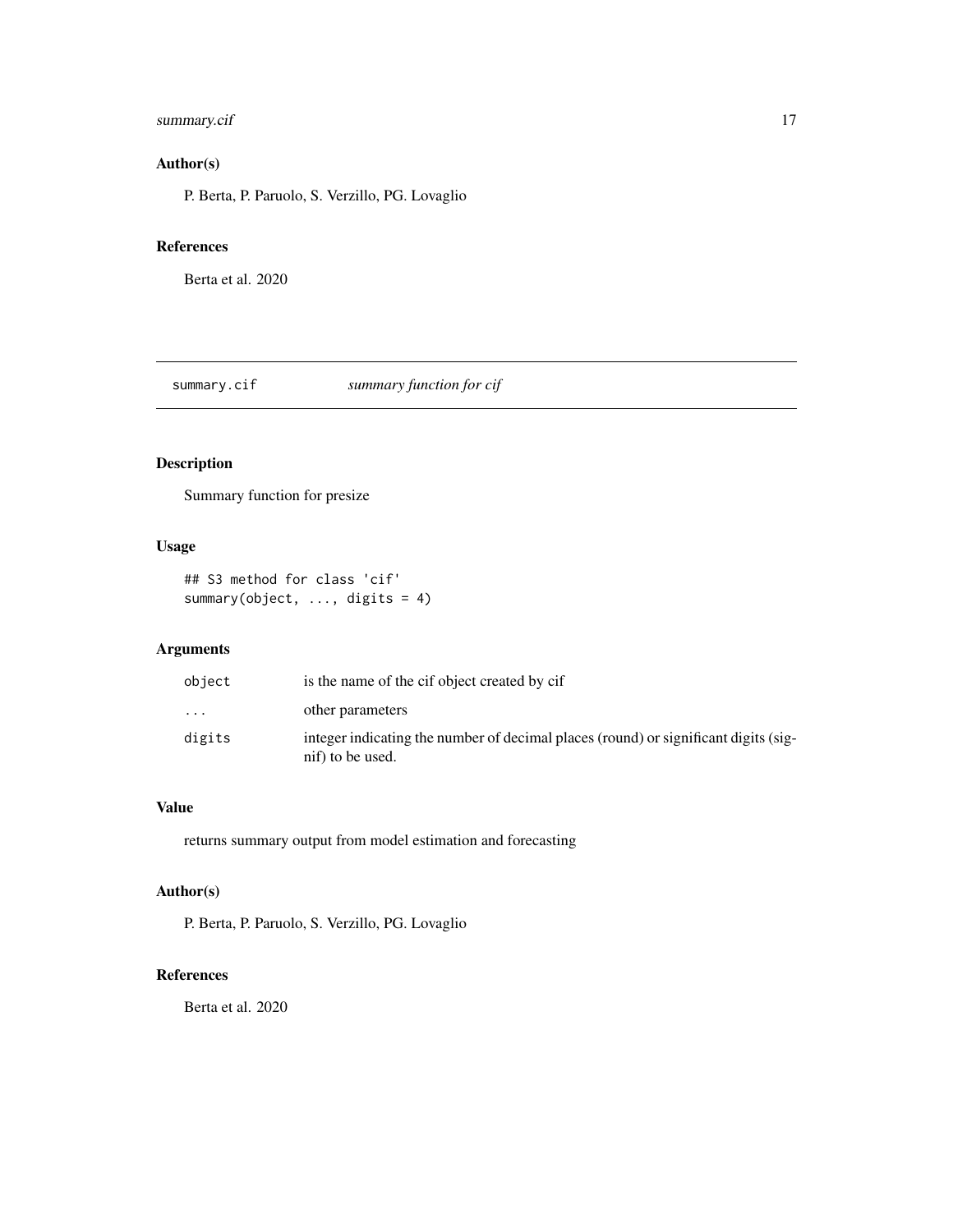### Author(s)

P. Berta, P. Paruolo, S. Verzillo, PG. Lovaglio

### References

Berta et al. 2020

---

## summary.cif — *summary function for cif*

### Description

Summary function for presize

### Usage

```
## S3 method for class 'cif'
summary(object, ..., digits = 4)
```

### Arguments

| | |
|---|---|
| `object` | is the name of the cif object created by cif |
| `...` | other parameters |
| `digits` | integer indicating the number of decimal places (round) or significant digits (signif) to be used. |

### Value

returns summary output from model estimation and forecasting

### Author(s)

P. Berta, P. Paruolo, S. Verzillo, PG. Lovaglio

### References

Berta et al. 2020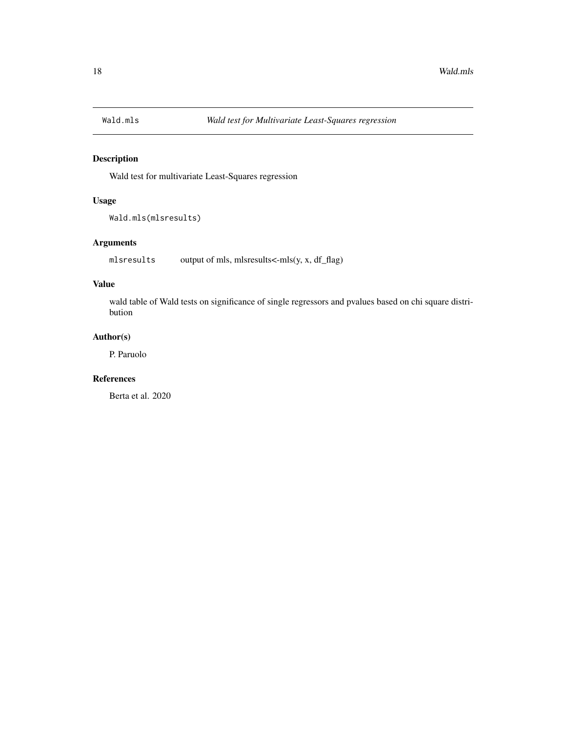## Wald.mls    *Wald test for Multivariate Least-Squares regression*

### Description

Wald test for multivariate Least-Squares regression

### Usage

```
Wald.mls(mlsresults)
```

### Arguments

| | |
|---|---|
| `mlsresults` | output of mls, mlsresults<-mls(y, x, df_flag) |

### Value

wald table of Wald tests on significance of single regressors and pvalues based on chi square distribution

### Author(s)

P. Paruolo

### References

Berta et al. 2020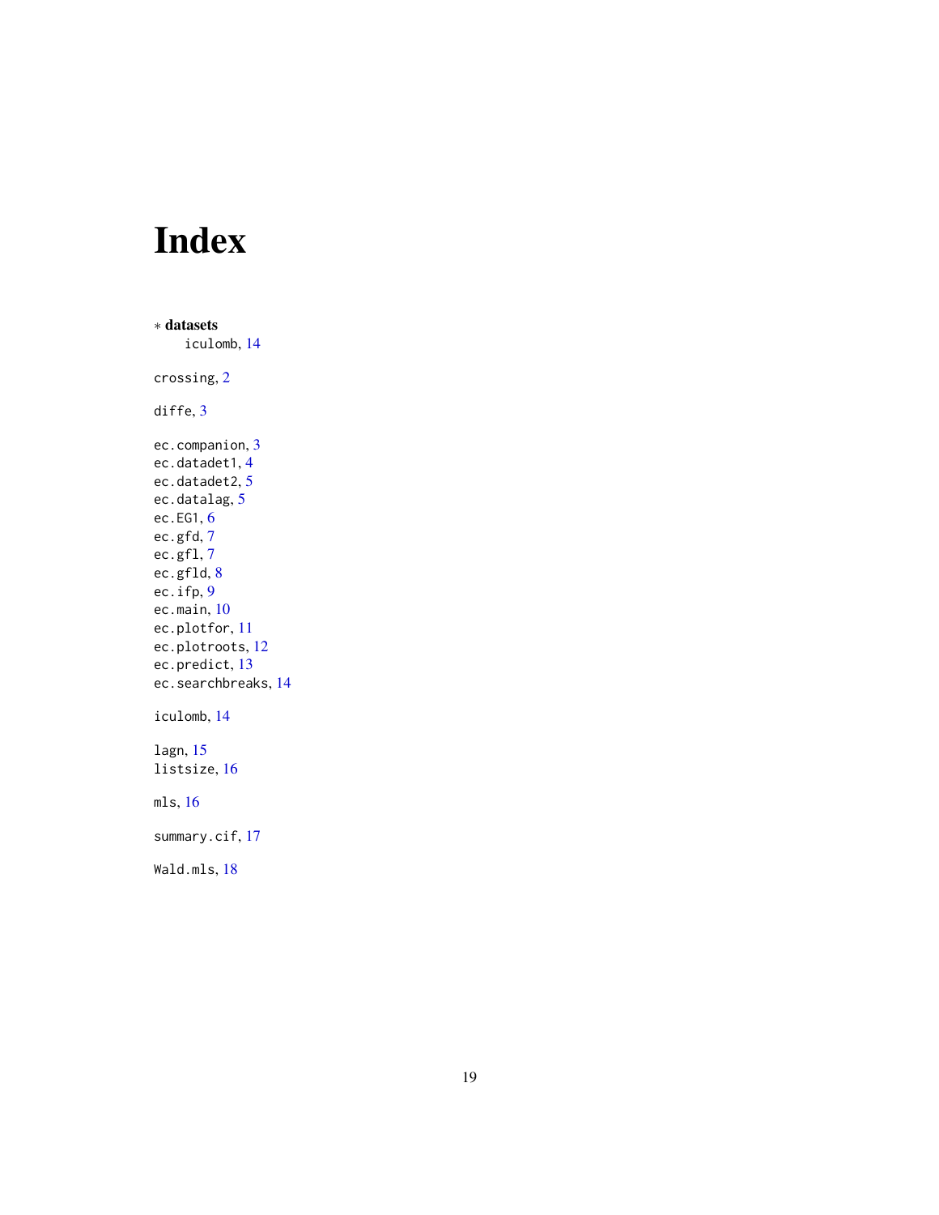# Index

* **datasets**
    iculomb, 14

crossing, 2

diffe, 3

ec.companion, 3
ec.datadet1, 4
ec.datadet2, 5
ec.datalag, 5
ec.EG1, 6
ec.gfd, 7
ec.gfl, 7
ec.gfld, 8
ec.ifp, 9
ec.main, 10
ec.plotfor, 11
ec.plotroots, 12
ec.predict, 13
ec.searchbreaks, 14

iculomb, 14

lagn, 15
listsize, 16

mls, 16

summary.cif, 17

Wald.mls, 18